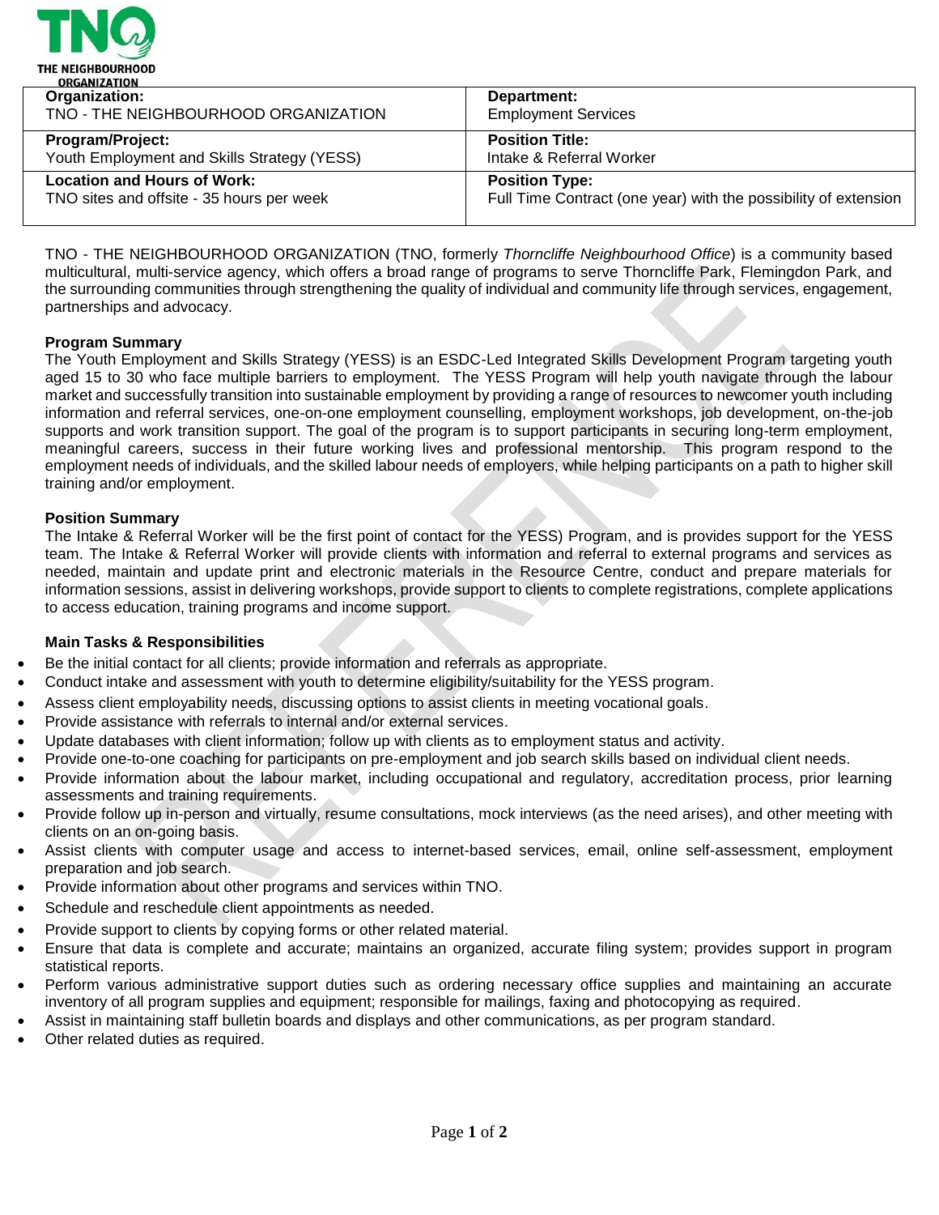THE NEIGHBOURHOOD ORGANIZATION

| **Organization:** TNO - THE NEIGHBOURHOOD ORGANIZATION | **Department:** Employment Services |
|---|---|
| **Program/Project:** Youth Employment and Skills Strategy (YESS) | **Position Title:** Intake & Referral Worker |
| **Location and Hours of Work:** TNO sites and offsite - 35 hours per week | **Position Type:** Full Time Contract (one year) with the possibility of extension |

TNO - THE NEIGHBOURHOOD ORGANIZATION (TNO, formerly *Thorncliffe Neighbourhood Office*) is a community based multicultural, multi-service agency, which offers a broad range of programs to serve Thorncliffe Park, Flemingdon Park, and the surrounding communities through strengthening the quality of individual and community life through services, engagement, partnerships and advocacy.

**Program Summary**

The Youth Employment and Skills Strategy (YESS) is an ESDC-Led Integrated Skills Development Program targeting youth aged 15 to 30 who face multiple barriers to employment. The YESS Program will help youth navigate through the labour market and successfully transition into sustainable employment by providing a range of resources to newcomer youth including information and referral services, one-on-one employment counselling, employment workshops, job development, on-the-job supports and work transition support. The goal of the program is to support participants in securing long-term employment, meaningful careers, success in their future working lives and professional mentorship. This program respond to the employment needs of individuals, and the skilled labour needs of employers, while helping participants on a path to higher skill training and/or employment.

**Position Summary**

The Intake & Referral Worker will be the first point of contact for the YESS) Program, and is provides support for the YESS team. The Intake & Referral Worker will provide clients with information and referral to external programs and services as needed, maintain and update print and electronic materials in the Resource Centre, conduct and prepare materials for information sessions, assist in delivering workshops, provide support to clients to complete registrations, complete applications to access education, training programs and income support.

**Main Tasks & Responsibilities**

- Be the initial contact for all clients; provide information and referrals as appropriate.
- Conduct intake and assessment with youth to determine eligibility/suitability for the YESS program.
- Assess client employability needs, discussing options to assist clients in meeting vocational goals.
- Provide assistance with referrals to internal and/or external services.
- Update databases with client information; follow up with clients as to employment status and activity.
- Provide one-to-one coaching for participants on pre-employment and job search skills based on individual client needs.
- Provide information about the labour market, including occupational and regulatory, accreditation process, prior learning assessments and training requirements.
- Provide follow up in-person and virtually, resume consultations, mock interviews (as the need arises), and other meeting with clients on an on-going basis.
- Assist clients with computer usage and access to internet-based services, email, online self-assessment, employment preparation and job search.
- Provide information about other programs and services within TNO.
- Schedule and reschedule client appointments as needed.
- Provide support to clients by copying forms or other related material.
- Ensure that data is complete and accurate; maintains an organized, accurate filing system; provides support in program statistical reports.
- Perform various administrative support duties such as ordering necessary office supplies and maintaining an accurate inventory of all program supplies and equipment; responsible for mailings, faxing and photocopying as required.
- Assist in maintaining staff bulletin boards and displays and other communications, as per program standard.
- Other related duties as required.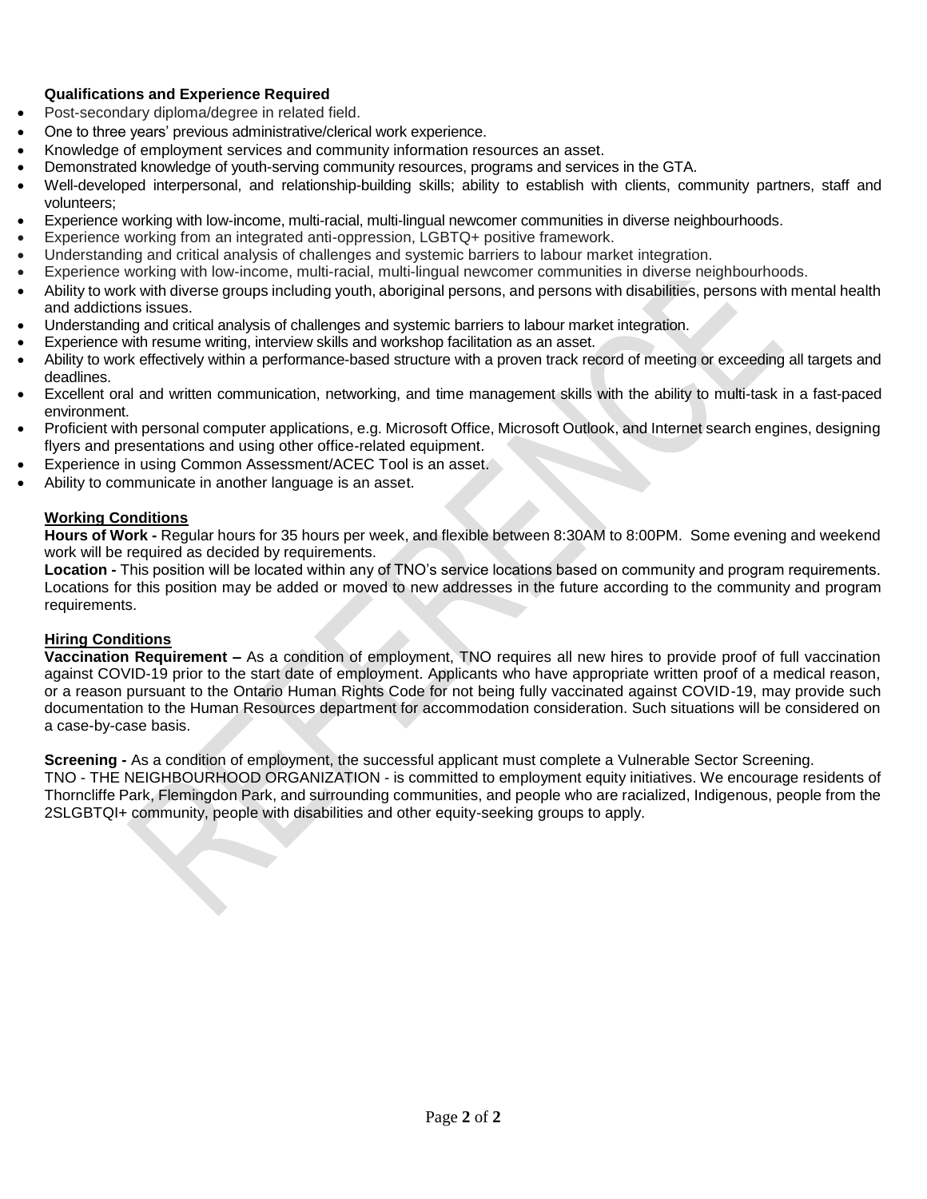**Qualifications and Experience Required**

- Post-secondary diploma/degree in related field.
- One to three years' previous administrative/clerical work experience.
- Knowledge of employment services and community information resources an asset.
- Demonstrated knowledge of youth-serving community resources, programs and services in the GTA.
- Well-developed interpersonal, and relationship-building skills; ability to establish with clients, community partners, staff and volunteers;
- Experience working with low-income, multi-racial, multi-lingual newcomer communities in diverse neighbourhoods.
- Experience working from an integrated anti-oppression, LGBTQ+ positive framework.
- Understanding and critical analysis of challenges and systemic barriers to labour market integration.
- Experience working with low-income, multi-racial, multi-lingual newcomer communities in diverse neighbourhoods.
- Ability to work with diverse groups including youth, aboriginal persons, and persons with disabilities, persons with mental health and addictions issues.
- Understanding and critical analysis of challenges and systemic barriers to labour market integration.
- Experience with resume writing, interview skills and workshop facilitation as an asset.
- Ability to work effectively within a performance-based structure with a proven track record of meeting or exceeding all targets and deadlines.
- Excellent oral and written communication, networking, and time management skills with the ability to multi-task in a fast-paced environment.
- Proficient with personal computer applications, e.g. Microsoft Office, Microsoft Outlook, and Internet search engines, designing flyers and presentations and using other office-related equipment.
- Experience in using Common Assessment/ACEC Tool is an asset.
- Ability to communicate in another language is an asset.

**Working Conditions**

**Hours of Work -** Regular hours for 35 hours per week, and flexible between 8:30AM to 8:00PM. Some evening and weekend work will be required as decided by requirements.

**Location -** This position will be located within any of TNO's service locations based on community and program requirements. Locations for this position may be added or moved to new addresses in the future according to the community and program requirements.

**Hiring Conditions**

**Vaccination Requirement –** As a condition of employment, TNO requires all new hires to provide proof of full vaccination against COVID-19 prior to the start date of employment. Applicants who have appropriate written proof of a medical reason, or a reason pursuant to the Ontario Human Rights Code for not being fully vaccinated against COVID-19, may provide such documentation to the Human Resources department for accommodation consideration. Such situations will be considered on a case-by-case basis.

**Screening -** As a condition of employment, the successful applicant must complete a Vulnerable Sector Screening.
TNO - THE NEIGHBOURHOOD ORGANIZATION - is committed to employment equity initiatives. We encourage residents of Thorncliffe Park, Flemingdon Park, and surrounding communities, and people who are racialized, Indigenous, people from the 2SLGBTQI+ community, people with disabilities and other equity-seeking groups to apply.